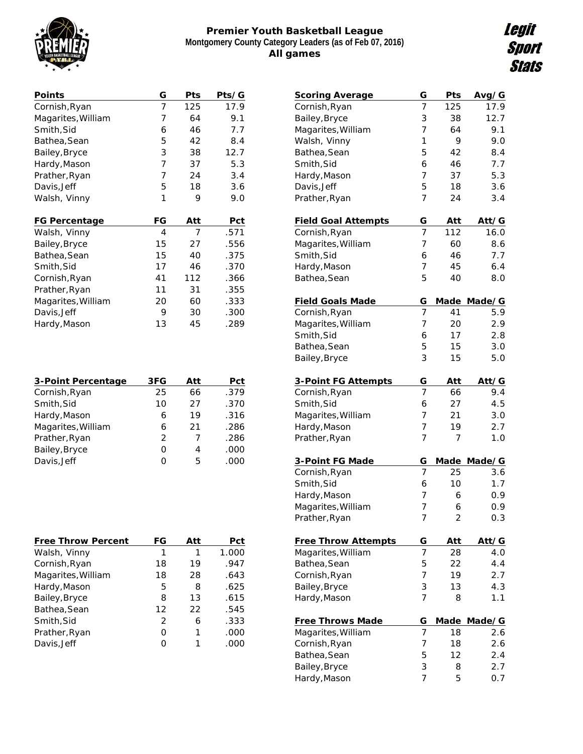# Premier Youth Basketball League

## Montgomery County Category Leaders (as of Feb 07, 2016)

### All games

Legit Sport Stats

| Points | G | Pts | Pts/G |
|---|---|---|---|
| Cornish,Ryan | 7 | 125 | 17.9 |
| Magarites,William | 7 | 64 | 9.1 |
| Smith,Sid | 6 | 46 | 7.7 |
| Bathea,Sean | 5 | 42 | 8.4 |
| Bailey,Bryce | 3 | 38 | 12.7 |
| Hardy,Mason | 7 | 37 | 5.3 |
| Prather,Ryan | 7 | 24 | 3.4 |
| Davis,Jeff | 5 | 18 | 3.6 |
| Walsh, Vinny | 1 | 9 | 9.0 |

| FG Percentage | FG | Att | Pct |
|---|---|---|---|
| Walsh, Vinny | 4 | 7 | .571 |
| Bailey,Bryce | 15 | 27 | .556 |
| Bathea,Sean | 15 | 40 | .375 |
| Smith,Sid | 17 | 46 | .370 |
| Cornish,Ryan | 41 | 112 | .366 |
| Prather,Ryan | 11 | 31 | .355 |
| Magarites,William | 20 | 60 | .333 |
| Davis,Jeff | 9 | 30 | .300 |
| Hardy,Mason | 13 | 45 | .289 |

| 3-Point Percentage | 3FG | Att | Pct |
|---|---|---|---|
| Cornish,Ryan | 25 | 66 | .379 |
| Smith,Sid | 10 | 27 | .370 |
| Hardy,Mason | 6 | 19 | .316 |
| Magarites,William | 6 | 21 | .286 |
| Prather,Ryan | 2 | 7 | .286 |
| Bailey,Bryce | 0 | 4 | .000 |
| Davis,Jeff | 0 | 5 | .000 |

| Free Throw Percent | FG | Att | Pct |
|---|---|---|---|
| Walsh, Vinny | 1 | 1 | 1.000 |
| Cornish,Ryan | 18 | 19 | .947 |
| Magarites,William | 18 | 28 | .643 |
| Hardy,Mason | 5 | 8 | .625 |
| Bailey,Bryce | 8 | 13 | .615 |
| Bathea,Sean | 12 | 22 | .545 |
| Smith,Sid | 2 | 6 | .333 |
| Prather,Ryan | 0 | 1 | .000 |
| Davis,Jeff | 0 | 1 | .000 |

| Scoring Average | G | Pts | Avg/G |
|---|---|---|---|
| Cornish,Ryan | 7 | 125 | 17.9 |
| Bailey,Bryce | 3 | 38 | 12.7 |
| Magarites,William | 7 | 64 | 9.1 |
| Walsh, Vinny | 1 | 9 | 9.0 |
| Bathea,Sean | 5 | 42 | 8.4 |
| Smith,Sid | 6 | 46 | 7.7 |
| Hardy,Mason | 7 | 37 | 5.3 |
| Davis,Jeff | 5 | 18 | 3.6 |
| Prather,Ryan | 7 | 24 | 3.4 |

| Field Goal Attempts | G | Att | Att/G |
|---|---|---|---|
| Cornish,Ryan | 7 | 112 | 16.0 |
| Magarites,William | 7 | 60 | 8.6 |
| Smith,Sid | 6 | 46 | 7.7 |
| Hardy,Mason | 7 | 45 | 6.4 |
| Bathea,Sean | 5 | 40 | 8.0 |

| Field Goals Made | G | Made | Made/G |
|---|---|---|---|
| Cornish,Ryan | 7 | 41 | 5.9 |
| Magarites,William | 7 | 20 | 2.9 |
| Smith,Sid | 6 | 17 | 2.8 |
| Bathea,Sean | 5 | 15 | 3.0 |
| Bailey,Bryce | 3 | 15 | 5.0 |

| 3-Point FG Attempts | G | Att | Att/G |
|---|---|---|---|
| Cornish,Ryan | 7 | 66 | 9.4 |
| Smith,Sid | 6 | 27 | 4.5 |
| Magarites,William | 7 | 21 | 3.0 |
| Hardy,Mason | 7 | 19 | 2.7 |
| Prather,Ryan | 7 | 7 | 1.0 |

| 3-Point FG Made | G | Made | Made/G |
|---|---|---|---|
| Cornish,Ryan | 7 | 25 | 3.6 |
| Smith,Sid | 6 | 10 | 1.7 |
| Hardy,Mason | 7 | 6 | 0.9 |
| Magarites,William | 7 | 6 | 0.9 |
| Prather,Ryan | 7 | 2 | 0.3 |

| Free Throw Attempts | G | Att | Att/G |
|---|---|---|---|
| Magarites,William | 7 | 28 | 4.0 |
| Bathea,Sean | 5 | 22 | 4.4 |
| Cornish,Ryan | 7 | 19 | 2.7 |
| Bailey,Bryce | 3 | 13 | 4.3 |
| Hardy,Mason | 7 | 8 | 1.1 |

| Free Throws Made | G | Made | Made/G |
|---|---|---|---|
| Magarites,William | 7 | 18 | 2.6 |
| Cornish,Ryan | 7 | 18 | 2.6 |
| Bathea,Sean | 5 | 12 | 2.4 |
| Bailey,Bryce | 3 | 8 | 2.7 |
| Hardy,Mason | 7 | 5 | 0.7 |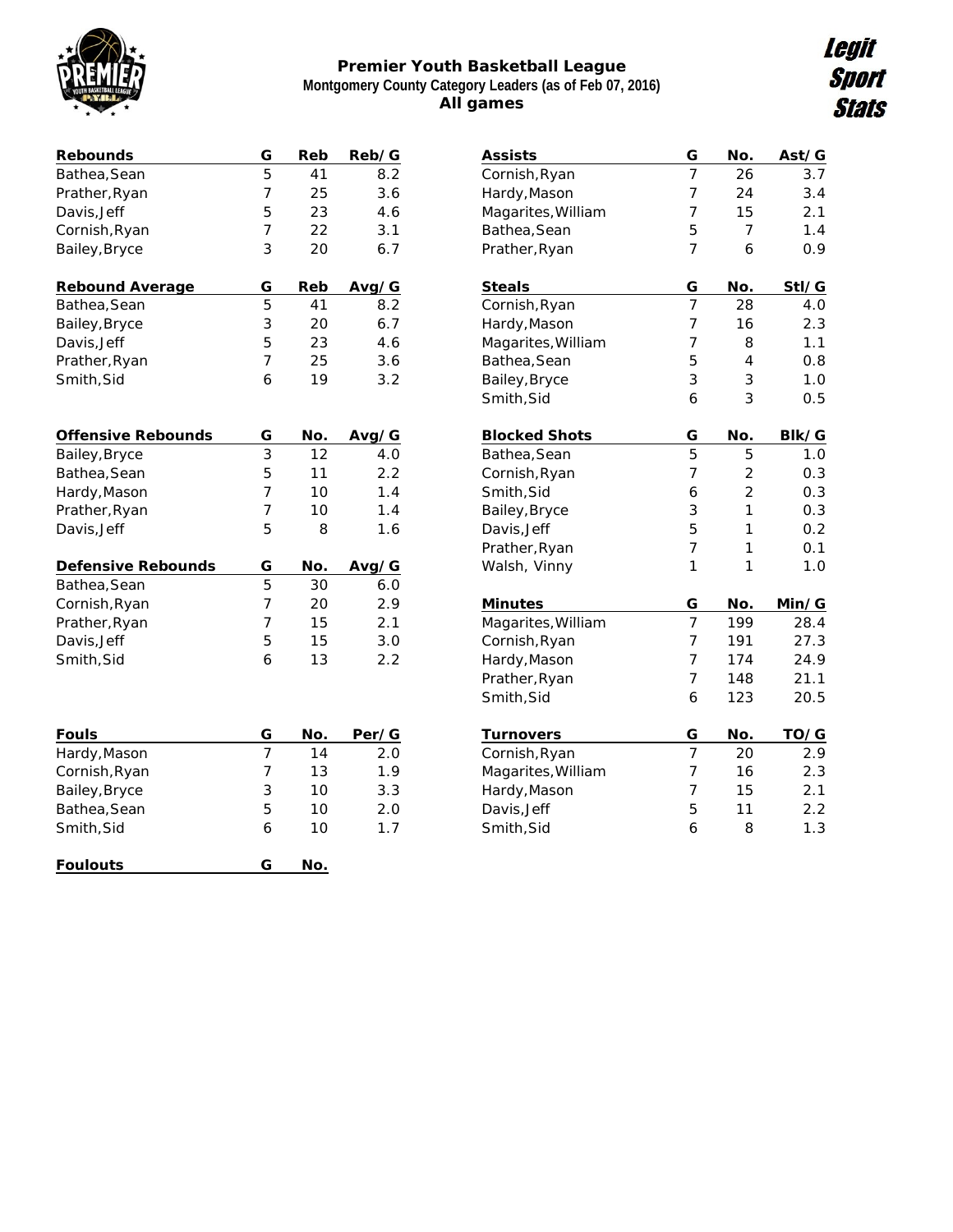**Premier Youth Basketball League**
**Montgomery County Category Leaders (as of Feb 07, 2016)**
**All games**

***Legit Sport Stats***

| Rebounds | G | Reb | Reb/G |
|---|---|---|---|
| Bathea,Sean | 5 | 41 | 8.2 |
| Prather,Ryan | 7 | 25 | 3.6 |
| Davis,Jeff | 5 | 23 | 4.6 |
| Cornish,Ryan | 7 | 22 | 3.1 |
| Bailey,Bryce | 3 | 20 | 6.7 |

| Rebound Average | G | Reb | Avg/G |
|---|---|---|---|
| Bathea,Sean | 5 | 41 | 8.2 |
| Bailey,Bryce | 3 | 20 | 6.7 |
| Davis,Jeff | 5 | 23 | 4.6 |
| Prather,Ryan | 7 | 25 | 3.6 |
| Smith,Sid | 6 | 19 | 3.2 |

| Offensive Rebounds | G | No. | Avg/G |
|---|---|---|---|
| Bailey,Bryce | 3 | 12 | 4.0 |
| Bathea,Sean | 5 | 11 | 2.2 |
| Hardy,Mason | 7 | 10 | 1.4 |
| Prather,Ryan | 7 | 10 | 1.4 |
| Davis,Jeff | 5 | 8 | 1.6 |

| Defensive Rebounds | G | No. | Avg/G |
|---|---|---|---|
| Bathea,Sean | 5 | 30 | 6.0 |
| Cornish,Ryan | 7 | 20 | 2.9 |
| Prather,Ryan | 7 | 15 | 2.1 |
| Davis,Jeff | 5 | 15 | 3.0 |
| Smith,Sid | 6 | 13 | 2.2 |

| Fouls | G | No. | Per/G |
|---|---|---|---|
| Hardy,Mason | 7 | 14 | 2.0 |
| Cornish,Ryan | 7 | 13 | 1.9 |
| Bailey,Bryce | 3 | 10 | 3.3 |
| Bathea,Sean | 5 | 10 | 2.0 |
| Smith,Sid | 6 | 10 | 1.7 |

| Foulouts | G | No. |
|---|---|---|

| Assists | G | No. | Ast/G |
|---|---|---|---|
| Cornish,Ryan | 7 | 26 | 3.7 |
| Hardy,Mason | 7 | 24 | 3.4 |
| Magarites,William | 7 | 15 | 2.1 |
| Bathea,Sean | 5 | 7 | 1.4 |
| Prather,Ryan | 7 | 6 | 0.9 |

| Steals | G | No. | Stl/G |
|---|---|---|---|
| Cornish,Ryan | 7 | 28 | 4.0 |
| Hardy,Mason | 7 | 16 | 2.3 |
| Magarites,William | 7 | 8 | 1.1 |
| Bathea,Sean | 5 | 4 | 0.8 |
| Bailey,Bryce | 3 | 3 | 1.0 |
| Smith,Sid | 6 | 3 | 0.5 |

| Blocked Shots | G | No. | Blk/G |
|---|---|---|---|
| Bathea,Sean | 5 | 5 | 1.0 |
| Cornish,Ryan | 7 | 2 | 0.3 |
| Smith,Sid | 6 | 2 | 0.3 |
| Bailey,Bryce | 3 | 1 | 0.3 |
| Davis,Jeff | 5 | 1 | 0.2 |
| Prather,Ryan | 7 | 1 | 0.1 |
| Walsh, Vinny | 1 | 1 | 1.0 |

| Minutes | G | No. | Min/G |
|---|---|---|---|
| Magarites,William | 7 | 199 | 28.4 |
| Cornish,Ryan | 7 | 191 | 27.3 |
| Hardy,Mason | 7 | 174 | 24.9 |
| Prather,Ryan | 7 | 148 | 21.1 |
| Smith,Sid | 6 | 123 | 20.5 |

| Turnovers | G | No. | TO/G |
|---|---|---|---|
| Cornish,Ryan | 7 | 20 | 2.9 |
| Magarites,William | 7 | 16 | 2.3 |
| Hardy,Mason | 7 | 15 | 2.1 |
| Davis,Jeff | 5 | 11 | 2.2 |
| Smith,Sid | 6 | 8 | 1.3 |